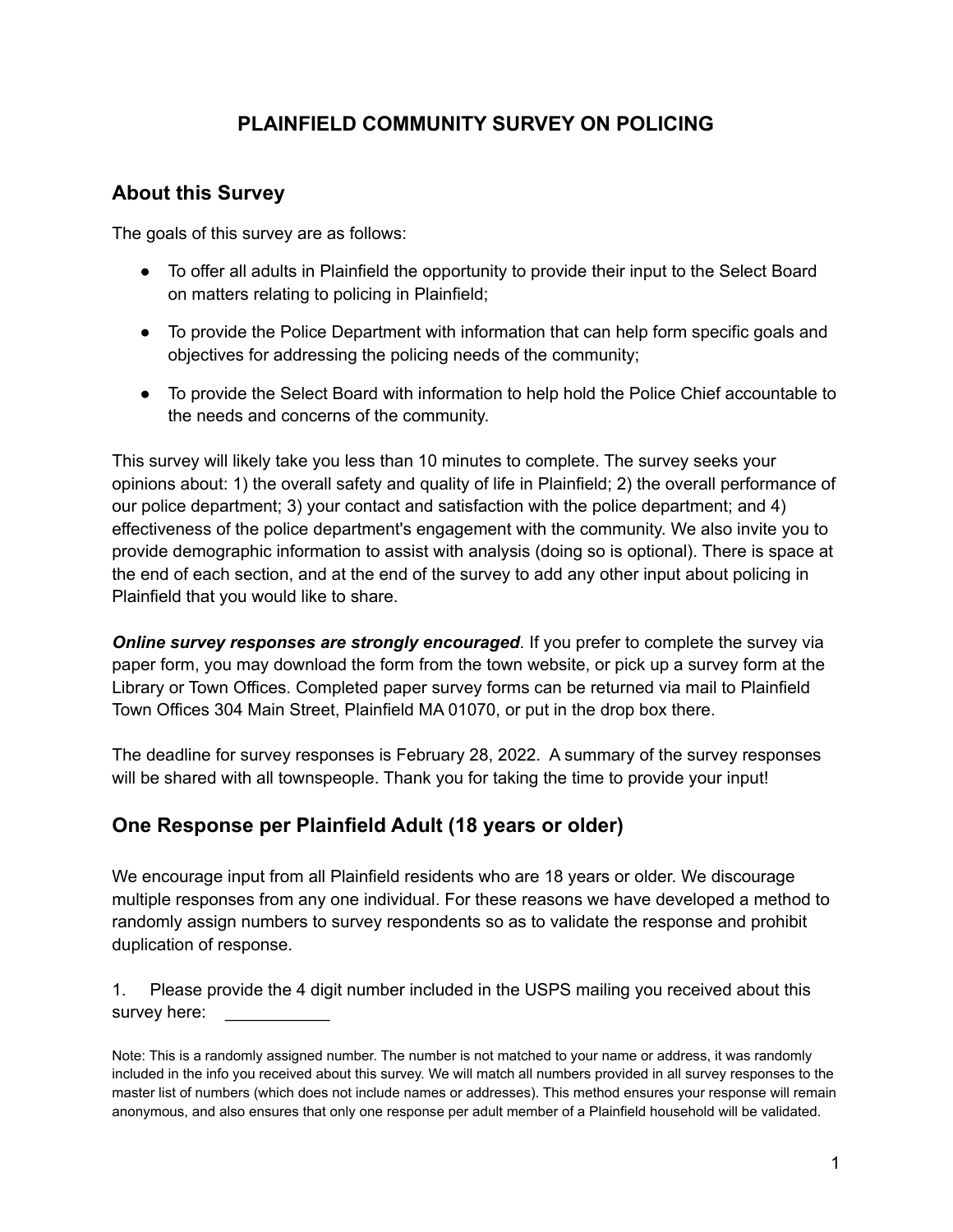# PLAINFIELD COMMUNITY SURVEY ON POLICING

## About this Survey

The goals of this survey are as follows:

- To offer all adults in Plainfield the opportunity to provide their input to the Select Board on matters relating to policing in Plainfield;
- To provide the Police Department with information that can help form specific goals and objectives for addressing the policing needs of the community;
- To provide the Select Board with information to help hold the Police Chief accountable to the needs and concerns of the community.

This survey will likely take you less than 10 minutes to complete. The survey seeks your opinions about: 1) the overall safety and quality of life in Plainfield; 2) the overall performance of our police department; 3) your contact and satisfaction with the police department; and 4) effectiveness of the police department's engagement with the community. We also invite you to provide demographic information to assist with analysis (doing so is optional). There is space at the end of each section, and at the end of the survey to add any other input about policing in Plainfield that you would like to share.

***Online survey responses are strongly encouraged***. If you prefer to complete the survey via paper form, you may download the form from the town website, or pick up a survey form at the Library or Town Offices. Completed paper survey forms can be returned via mail to Plainfield Town Offices 304 Main Street, Plainfield MA 01070, or put in the drop box there.

The deadline for survey responses is February 28, 2022. A summary of the survey responses will be shared with all townspeople. Thank you for taking the time to provide your input!

## One Response per Plainfield Adult (18 years or older)

We encourage input from all Plainfield residents who are 18 years or older. We discourage multiple responses from any one individual. For these reasons we have developed a method to randomly assign numbers to survey respondents so as to validate the response and prohibit duplication of response.

1. Please provide the 4 digit number included in the USPS mailing you received about this survey here: ___________

Note: This is a randomly assigned number. The number is not matched to your name or address, it was randomly included in the info you received about this survey. We will match all numbers provided in all survey responses to the master list of numbers (which does not include names or addresses). This method ensures your response will remain anonymous, and also ensures that only one response per adult member of a Plainfield household will be validated.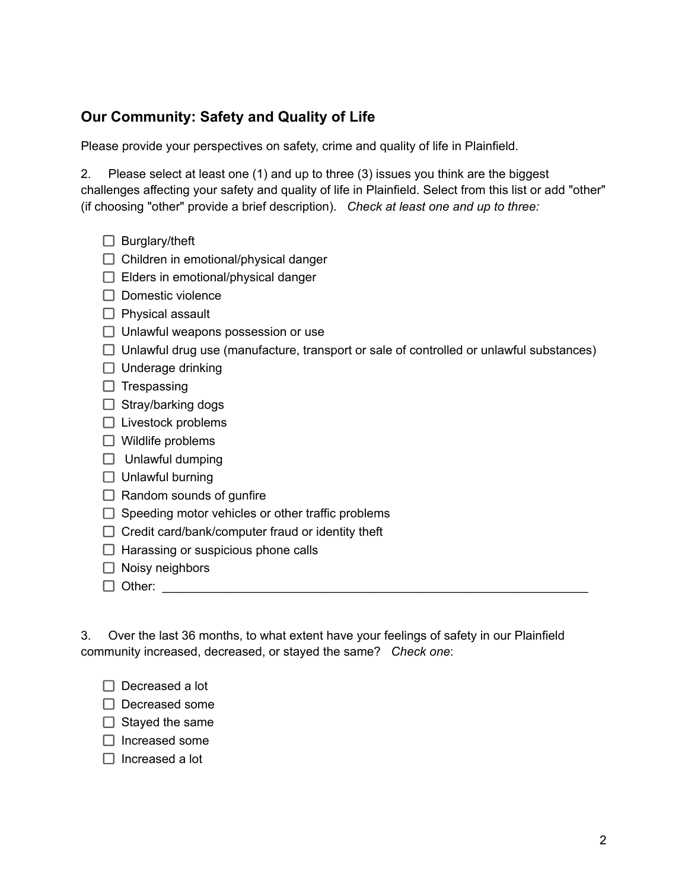## Our Community: Safety and Quality of Life

Please provide your perspectives on safety, crime and quality of life in Plainfield.

2. Please select at least one (1) and up to three (3) issues you think are the biggest challenges affecting your safety and quality of life in Plainfield. Select from this list or add "other" (if choosing "other" provide a brief description). *Check at least one and up to three:*

- ☐ Burglary/theft
- ☐ Children in emotional/physical danger
- ☐ Elders in emotional/physical danger
- ☐ Domestic violence
- ☐ Physical assault
- ☐ Unlawful weapons possession or use
- ☐ Unlawful drug use (manufacture, transport or sale of controlled or unlawful substances)
- ☐ Underage drinking
- ☐ Trespassing
- ☐ Stray/barking dogs
- ☐ Livestock problems
- ☐ Wildlife problems
- ☐ Unlawful dumping
- ☐ Unlawful burning
- ☐ Random sounds of gunfire
- ☐ Speeding motor vehicles or other traffic problems
- ☐ Credit card/bank/computer fraud or identity theft
- ☐ Harassing or suspicious phone calls
- ☐ Noisy neighbors
- ☐ Other: ________________________________________________________________

3. Over the last 36 months, to what extent have your feelings of safety in our Plainfield community increased, decreased, or stayed the same? *Check one*:

- ☐ Decreased a lot
- ☐ Decreased some
- ☐ Stayed the same
- ☐ Increased some
- ☐ Increased a lot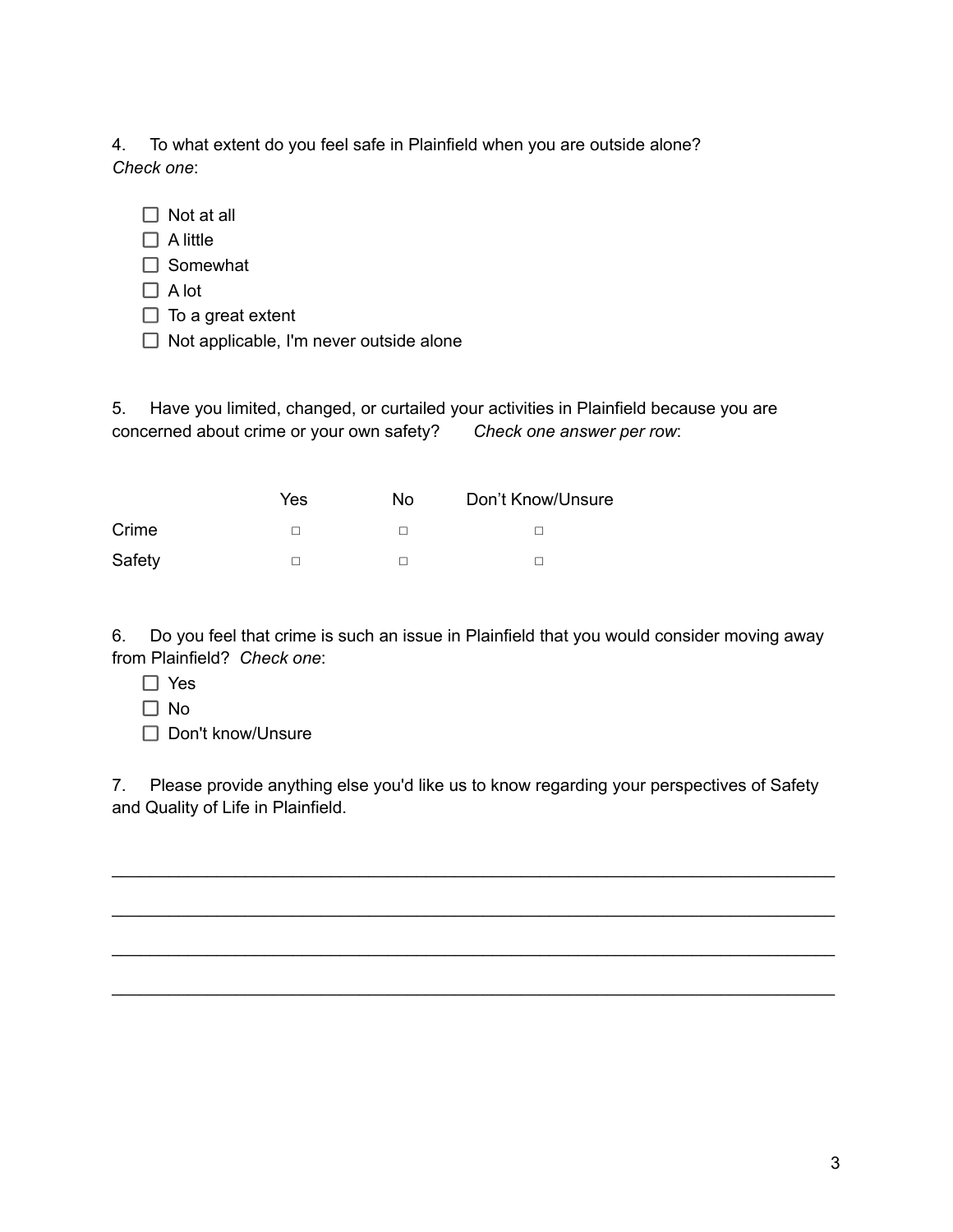4. To what extent do you feel safe in Plainfield when you are outside alone? *Check one*:

- ☐ Not at all
- ☐ A little
- ☐ Somewhat
- ☐ A lot
- ☐ To a great extent
- ☐ Not applicable, I'm never outside alone

5. Have you limited, changed, or curtailed your activities in Plainfield because you are concerned about crime or your own safety? *Check one answer per row*:

| | Yes | No | Don't Know/Unsure |
|---|---|---|---|
| Crime | ☐ | ☐ | ☐ |
| Safety | ☐ | ☐ | ☐ |

6. Do you feel that crime is such an issue in Plainfield that you would consider moving away from Plainfield? *Check one*:

- ☐ Yes
- ☐ No
- ☐ Don't know/Unsure

7. Please provide anything else you'd like us to know regarding your perspectives of Safety and Quality of Life in Plainfield.

______________________________________________________________________________

______________________________________________________________________________

______________________________________________________________________________

______________________________________________________________________________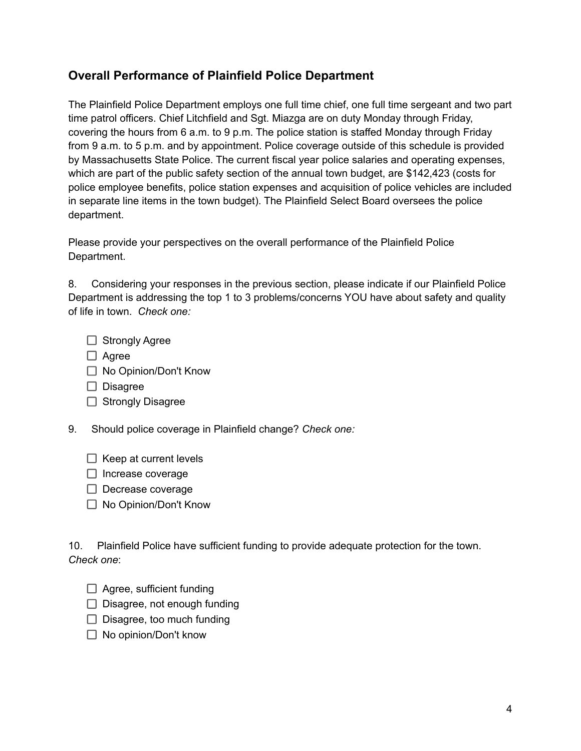## Overall Performance of Plainfield Police Department

The Plainfield Police Department employs one full time chief, one full time sergeant and two part time patrol officers. Chief Litchfield and Sgt. Miazga are on duty Monday through Friday, covering the hours from 6 a.m. to 9 p.m. The police station is staffed Monday through Friday from 9 a.m. to 5 p.m. and by appointment. Police coverage outside of this schedule is provided by Massachusetts State Police. The current fiscal year police salaries and operating expenses, which are part of the public safety section of the annual town budget, are $142,423 (costs for police employee benefits, police station expenses and acquisition of police vehicles are included in separate line items in the town budget). The Plainfield Select Board oversees the police department.

Please provide your perspectives on the overall performance of the Plainfield Police Department.

8. Considering your responses in the previous section, please indicate if our Plainfield Police Department is addressing the top 1 to 3 problems/concerns YOU have about safety and quality of life in town. *Check one:*

- ☐ Strongly Agree
- ☐ Agree
- ☐ No Opinion/Don't Know
- ☐ Disagree
- ☐ Strongly Disagree

9. Should police coverage in Plainfield change? *Check one:*

- ☐ Keep at current levels
- ☐ Increase coverage
- ☐ Decrease coverage
- ☐ No Opinion/Don't Know

10. Plainfield Police have sufficient funding to provide adequate protection for the town. *Check one*:

- ☐ Agree, sufficient funding
- ☐ Disagree, not enough funding
- ☐ Disagree, too much funding
- ☐ No opinion/Don't know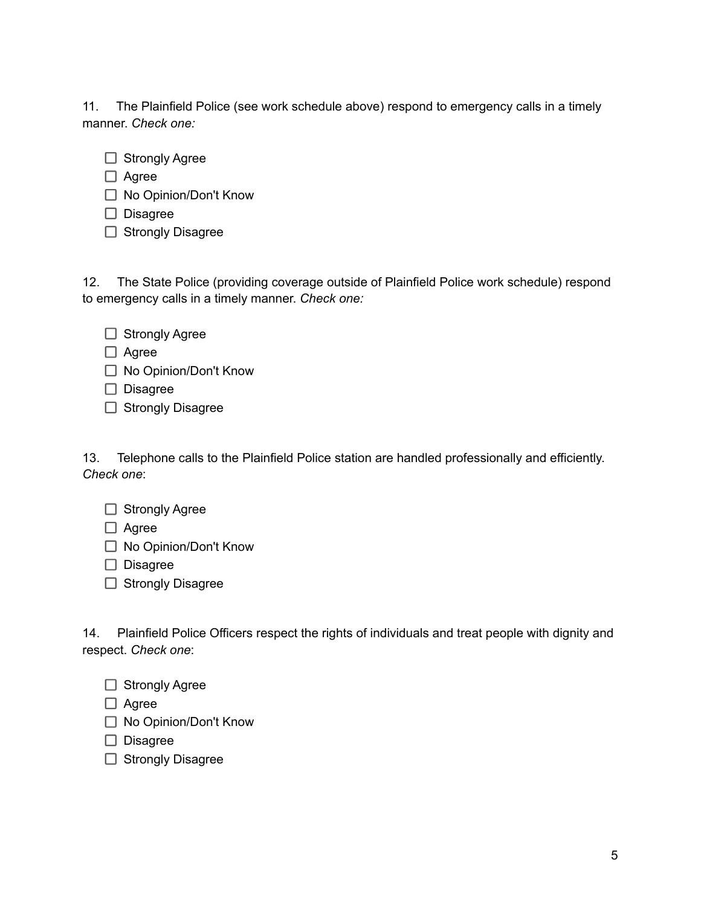11. The Plainfield Police (see work schedule above) respond to emergency calls in a timely manner. *Check one:*

- ☐ Strongly Agree
- ☐ Agree
- ☐ No Opinion/Don't Know
- ☐ Disagree
- ☐ Strongly Disagree

12. The State Police (providing coverage outside of Plainfield Police work schedule) respond to emergency calls in a timely manner. *Check one:*

- ☐ Strongly Agree
- ☐ Agree
- ☐ No Opinion/Don't Know
- ☐ Disagree
- ☐ Strongly Disagree

13. Telephone calls to the Plainfield Police station are handled professionally and efficiently. *Check one*:

- ☐ Strongly Agree
- ☐ Agree
- ☐ No Opinion/Don't Know
- ☐ Disagree
- ☐ Strongly Disagree

14. Plainfield Police Officers respect the rights of individuals and treat people with dignity and respect. *Check one*:

- ☐ Strongly Agree
- ☐ Agree
- ☐ No Opinion/Don't Know
- ☐ Disagree
- ☐ Strongly Disagree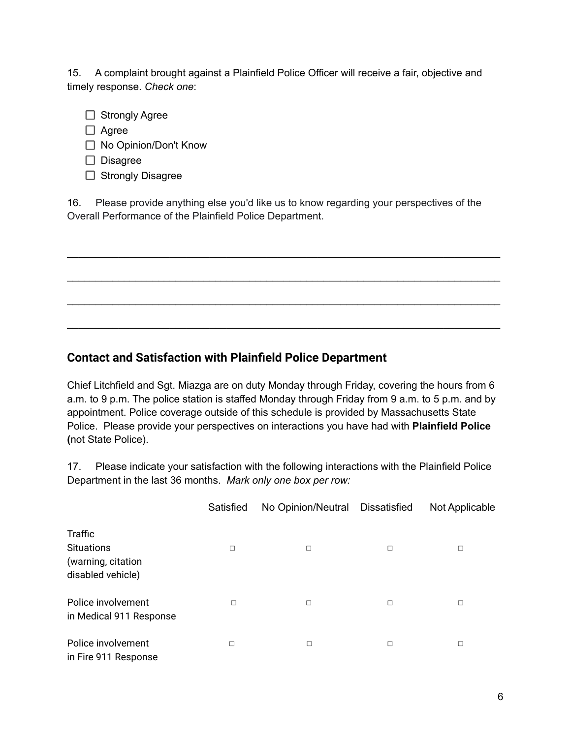15. A complaint brought against a Plainfield Police Officer will receive a fair, objective and timely response. *Check one*:

- ☐ Strongly Agree
- ☐ Agree
- ☐ No Opinion/Don't Know
- ☐ Disagree
- ☐ Strongly Disagree

16. Please provide anything else you'd like us to know regarding your perspectives of the Overall Performance of the Plainfield Police Department.

\_\_\_\_\_\_\_\_\_\_\_\_\_\_\_\_\_\_\_\_\_\_\_\_\_\_\_\_\_\_\_\_\_\_\_\_\_\_\_\_\_\_\_\_\_\_\_\_\_\_\_\_\_\_\_\_\_\_\_\_\_\_\_\_\_\_\_\_\_\_

\_\_\_\_\_\_\_\_\_\_\_\_\_\_\_\_\_\_\_\_\_\_\_\_\_\_\_\_\_\_\_\_\_\_\_\_\_\_\_\_\_\_\_\_\_\_\_\_\_\_\_\_\_\_\_\_\_\_\_\_\_\_\_\_\_\_\_\_\_\_

\_\_\_\_\_\_\_\_\_\_\_\_\_\_\_\_\_\_\_\_\_\_\_\_\_\_\_\_\_\_\_\_\_\_\_\_\_\_\_\_\_\_\_\_\_\_\_\_\_\_\_\_\_\_\_\_\_\_\_\_\_\_\_\_\_\_\_\_\_\_

\_\_\_\_\_\_\_\_\_\_\_\_\_\_\_\_\_\_\_\_\_\_\_\_\_\_\_\_\_\_\_\_\_\_\_\_\_\_\_\_\_\_\_\_\_\_\_\_\_\_\_\_\_\_\_\_\_\_\_\_\_\_\_\_\_\_\_\_\_\_

## Contact and Satisfaction with Plainfield Police Department

Chief Litchfield and Sgt. Miazga are on duty Monday through Friday, covering the hours from 6 a.m. to 9 p.m. The police station is staffed Monday through Friday from 9 a.m. to 5 p.m. and by appointment. Police coverage outside of this schedule is provided by Massachusetts State Police. Please provide your perspectives on interactions you have had with **Plainfield Police (**not State Police).

17. Please indicate your satisfaction with the following interactions with the Plainfield Police Department in the last 36 months. *Mark only one box per row:*

| | Satisfied | No Opinion/Neutral | Dissatisfied | Not Applicable |
|---|---|---|---|---|
| Traffic Situations (warning, citation disabled vehicle) | ☐ | ☐ | ☐ | ☐ |
| Police involvement in Medical 911 Response | ☐ | ☐ | ☐ | ☐ |
| Police involvement in Fire 911 Response | ☐ | ☐ | ☐ | ☐ |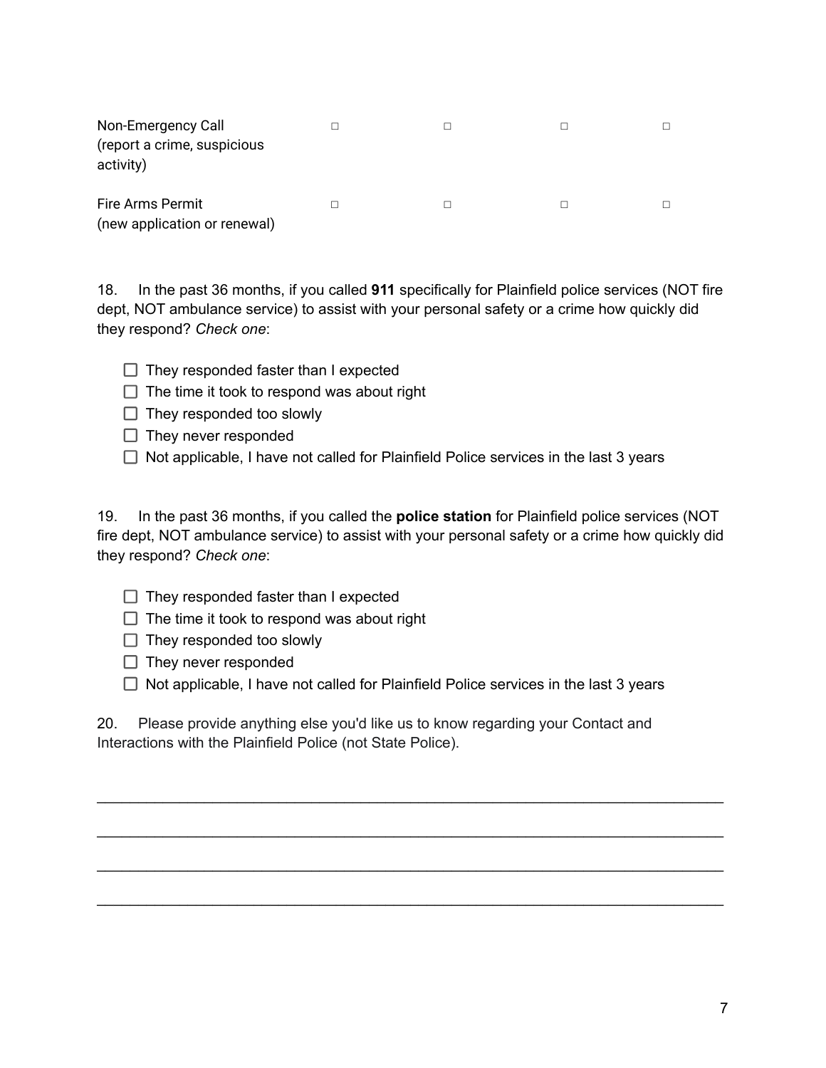| | | | | |
|---|---|---|---|---|
| Non-Emergency Call (report a crime, suspicious activity) | □ | □ | □ | □ |
| Fire Arms Permit (new application or renewal) | □ | □ | □ | □ |

18. In the past 36 months, if you called **911** specifically for Plainfield police services (NOT fire dept, NOT ambulance service) to assist with your personal safety or a crime how quickly did they respond? *Check one*:

- ☐ They responded faster than I expected
- ☐ The time it took to respond was about right
- ☐ They responded too slowly
- ☐ They never responded
- ☐ Not applicable, I have not called for Plainfield Police services in the last 3 years

19. In the past 36 months, if you called the **police station** for Plainfield police services (NOT fire dept, NOT ambulance service) to assist with your personal safety or a crime how quickly did they respond? *Check one*:

- ☐ They responded faster than I expected
- ☐ The time it took to respond was about right
- ☐ They responded too slowly
- ☐ They never responded
- ☐ Not applicable, I have not called for Plainfield Police services in the last 3 years

20. Please provide anything else you'd like us to know regarding your Contact and Interactions with the Plainfield Police (not State Police).

\_\_\_\_\_\_\_\_\_\_\_\_\_\_\_\_\_\_\_\_\_\_\_\_\_\_\_\_\_\_\_\_\_\_\_\_\_\_\_\_\_\_\_\_\_\_\_\_\_\_\_\_\_\_\_\_\_\_\_\_\_\_\_\_\_\_\_\_\_\_

\_\_\_\_\_\_\_\_\_\_\_\_\_\_\_\_\_\_\_\_\_\_\_\_\_\_\_\_\_\_\_\_\_\_\_\_\_\_\_\_\_\_\_\_\_\_\_\_\_\_\_\_\_\_\_\_\_\_\_\_\_\_\_\_\_\_\_\_\_\_

\_\_\_\_\_\_\_\_\_\_\_\_\_\_\_\_\_\_\_\_\_\_\_\_\_\_\_\_\_\_\_\_\_\_\_\_\_\_\_\_\_\_\_\_\_\_\_\_\_\_\_\_\_\_\_\_\_\_\_\_\_\_\_\_\_\_\_\_\_\_

\_\_\_\_\_\_\_\_\_\_\_\_\_\_\_\_\_\_\_\_\_\_\_\_\_\_\_\_\_\_\_\_\_\_\_\_\_\_\_\_\_\_\_\_\_\_\_\_\_\_\_\_\_\_\_\_\_\_\_\_\_\_\_\_\_\_\_\_\_\_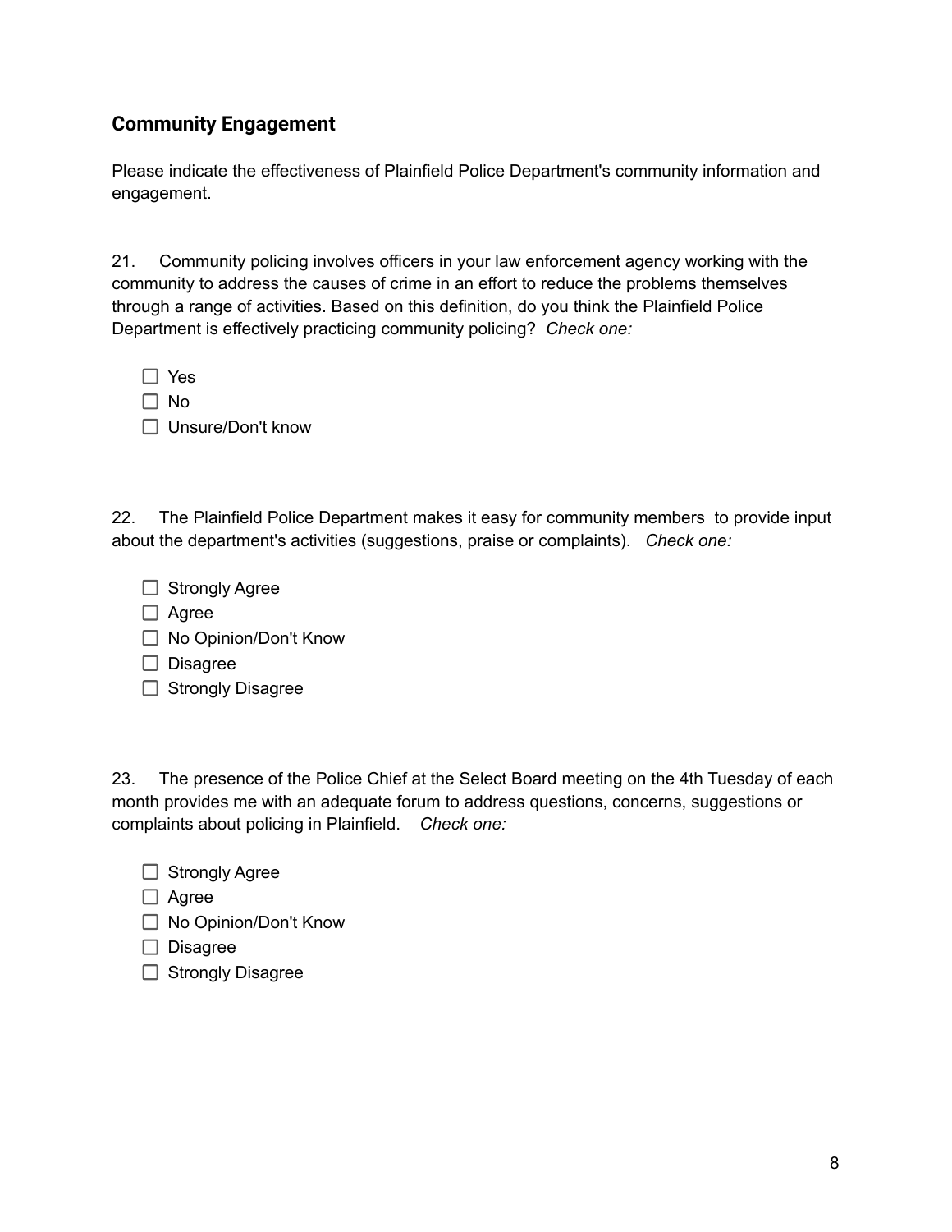## Community Engagement

Please indicate the effectiveness of Plainfield Police Department's community information and engagement.

21. Community policing involves officers in your law enforcement agency working with the community to address the causes of crime in an effort to reduce the problems themselves through a range of activities. Based on this definition, do you think the Plainfield Police Department is effectively practicing community policing? *Check one:*

- ☐ Yes
- ☐ No
- ☐ Unsure/Don't know

22. The Plainfield Police Department makes it easy for community members to provide input about the department's activities (suggestions, praise or complaints). *Check one:*

- ☐ Strongly Agree
- ☐ Agree
- ☐ No Opinion/Don't Know
- ☐ Disagree
- ☐ Strongly Disagree

23. The presence of the Police Chief at the Select Board meeting on the 4th Tuesday of each month provides me with an adequate forum to address questions, concerns, suggestions or complaints about policing in Plainfield. *Check one:*

- ☐ Strongly Agree
- ☐ Agree
- ☐ No Opinion/Don't Know
- ☐ Disagree
- ☐ Strongly Disagree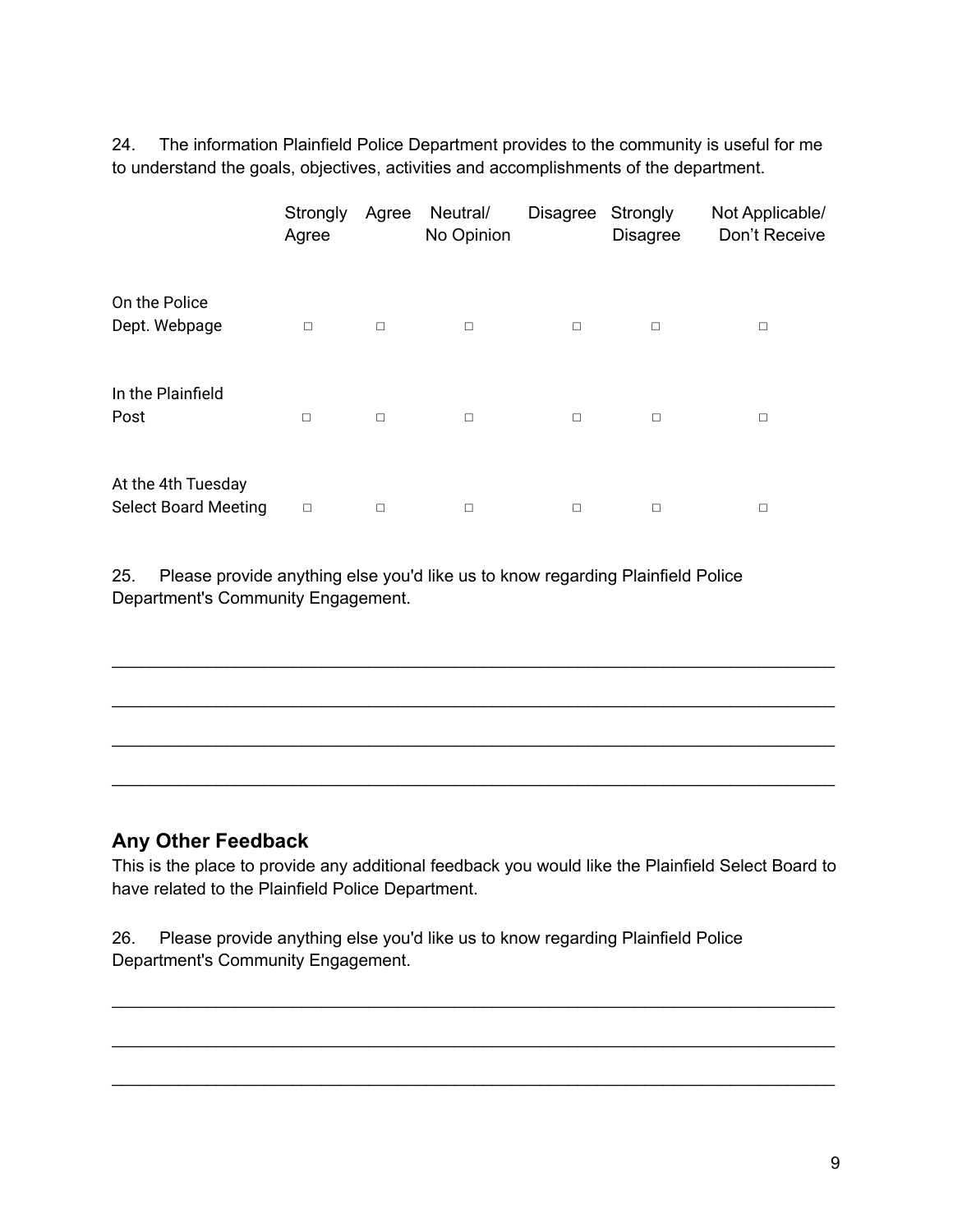24. The information Plainfield Police Department provides to the community is useful for me to understand the goals, objectives, activities and accomplishments of the department.

| | Strongly Agree | Agree | Neutral/ No Opinion | Disagree | Strongly Disagree | Not Applicable/ Don't Receive |
|---|---|---|---|---|---|---|
| On the Police Dept. Webpage | □ | □ | □ | □ | □ | □ |
| In the Plainfield Post | □ | □ | □ | □ | □ | □ |
| At the 4th Tuesday Select Board Meeting | □ | □ | □ | □ | □ | □ |

25. Please provide anything else you'd like us to know regarding Plainfield Police Department's Community Engagement.

\_\_\_\_\_\_\_\_\_\_\_\_\_\_\_\_\_\_\_\_\_\_\_\_\_\_\_\_\_\_\_\_\_\_\_\_\_\_\_\_\_\_\_\_\_\_\_\_\_\_\_\_\_\_\_\_\_\_\_\_\_\_\_\_\_\_\_\_

\_\_\_\_\_\_\_\_\_\_\_\_\_\_\_\_\_\_\_\_\_\_\_\_\_\_\_\_\_\_\_\_\_\_\_\_\_\_\_\_\_\_\_\_\_\_\_\_\_\_\_\_\_\_\_\_\_\_\_\_\_\_\_\_\_\_\_\_

\_\_\_\_\_\_\_\_\_\_\_\_\_\_\_\_\_\_\_\_\_\_\_\_\_\_\_\_\_\_\_\_\_\_\_\_\_\_\_\_\_\_\_\_\_\_\_\_\_\_\_\_\_\_\_\_\_\_\_\_\_\_\_\_\_\_\_\_

\_\_\_\_\_\_\_\_\_\_\_\_\_\_\_\_\_\_\_\_\_\_\_\_\_\_\_\_\_\_\_\_\_\_\_\_\_\_\_\_\_\_\_\_\_\_\_\_\_\_\_\_\_\_\_\_\_\_\_\_\_\_\_\_\_\_\_\_

## Any Other Feedback

This is the place to provide any additional feedback you would like the Plainfield Select Board to have related to the Plainfield Police Department.

26. Please provide anything else you'd like us to know regarding Plainfield Police Department's Community Engagement.

\_\_\_\_\_\_\_\_\_\_\_\_\_\_\_\_\_\_\_\_\_\_\_\_\_\_\_\_\_\_\_\_\_\_\_\_\_\_\_\_\_\_\_\_\_\_\_\_\_\_\_\_\_\_\_\_\_\_\_\_\_\_\_\_\_\_\_\_

\_\_\_\_\_\_\_\_\_\_\_\_\_\_\_\_\_\_\_\_\_\_\_\_\_\_\_\_\_\_\_\_\_\_\_\_\_\_\_\_\_\_\_\_\_\_\_\_\_\_\_\_\_\_\_\_\_\_\_\_\_\_\_\_\_\_\_\_

\_\_\_\_\_\_\_\_\_\_\_\_\_\_\_\_\_\_\_\_\_\_\_\_\_\_\_\_\_\_\_\_\_\_\_\_\_\_\_\_\_\_\_\_\_\_\_\_\_\_\_\_\_\_\_\_\_\_\_\_\_\_\_\_\_\_\_\_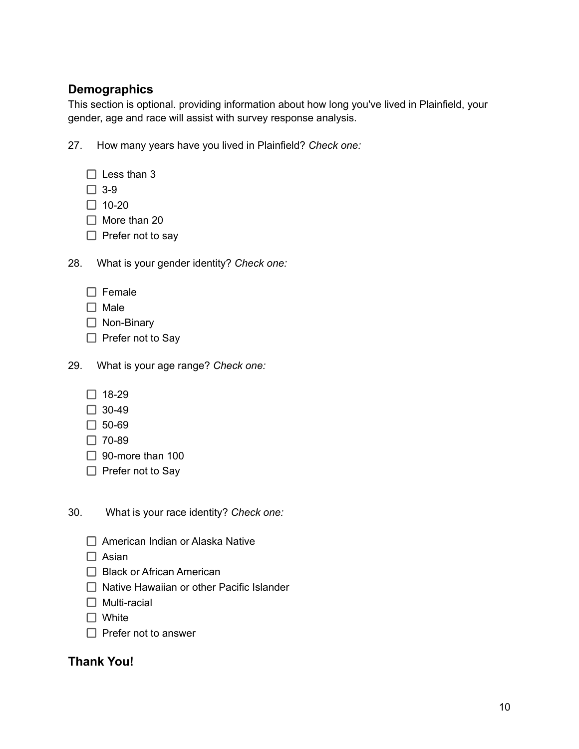## Demographics

This section is optional. providing information about how long you've lived in Plainfield, your gender, age and race will assist with survey response analysis.

27. How many years have you lived in Plainfield? *Check one:*

- ☐ Less than 3
- ☐ 3-9
- ☐ 10-20
- ☐ More than 20
- ☐ Prefer not to say

28. What is your gender identity? *Check one:*

- ☐ Female
- ☐ Male
- ☐ Non-Binary
- ☐ Prefer not to Say

29. What is your age range? *Check one:*

- ☐ 18-29
- ☐ 30-49
- ☐ 50-69
- ☐ 70-89
- ☐ 90-more than 100
- ☐ Prefer not to Say

30. What is your race identity? *Check one:*

- ☐ American Indian or Alaska Native
- ☐ Asian
- ☐ Black or African American
- ☐ Native Hawaiian or other Pacific Islander
- ☐ Multi-racial
- ☐ White
- ☐ Prefer not to answer

## Thank You!